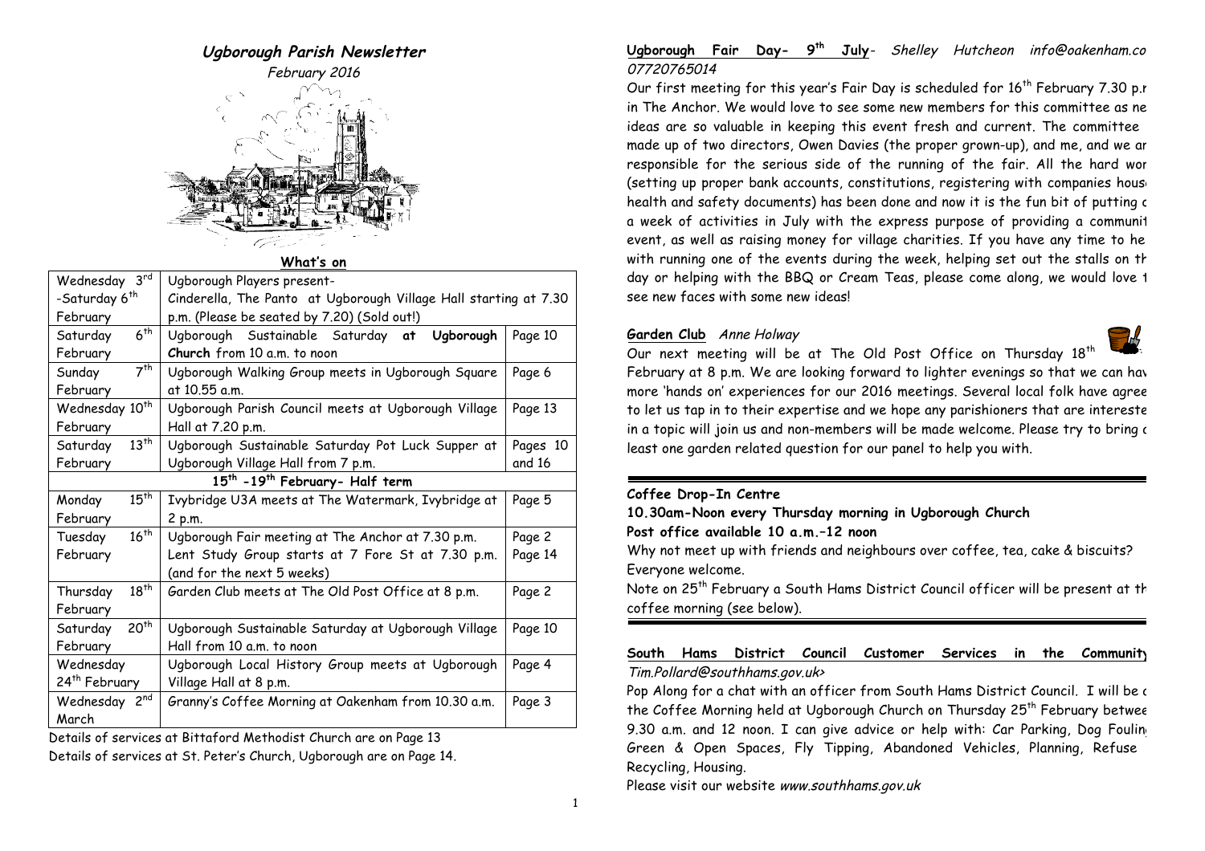# Ugborough Parish Newsletter

*February 2016*

**What's on**

| | | |
|---|---|---|
| Wednesday 3rd -Saturday 6th February | Ugborough Players present- Cinderella, The Panto at Ugborough Village Hall starting at 7.30 p.m. (Please be seated by 7.20) (Sold out!) | |
| Saturday 6th February | Ugborough Sustainable Saturday **at Ugborough Church** from 10 a.m. to noon | Page 10 |
| Sunday 7th February | Ugborough Walking Group meets in Ugborough Square at 10.55 a.m. | Page 6 |
| Wednesday 10th February | Ugborough Parish Council meets at Ugborough Village Hall at 7.20 p.m. | Page 13 |
| Saturday 13th February | Ugborough Sustainable Saturday Pot Luck Supper at Ugborough Village Hall from 7 p.m. | Pages 10 and 16 |
| **15th -19th February- Half term** | | |
| Monday 15th February | Ivybridge U3A meets at The Watermark, Ivybridge at 2 p.m. | Page 5 |
| Tuesday 16th February | Ugborough Fair meeting at The Anchor at 7.30 p.m. Lent Study Group starts at 7 Fore St at 7.30 p.m. (and for the next 5 weeks) | Page 2 Page 14 |
| Thursday 18th February | Garden Club meets at The Old Post Office at 8 p.m. | Page 2 |
| Saturday 20th February | Ugborough Sustainable Saturday at Ugborough Village Hall from 10 a.m. to noon | Page 10 |
| Wednesday 24th February | Ugborough Local History Group meets at Ugborough Village Hall at 8 p.m. | Page 4 |
| Wednesday 2nd March | Granny's Coffee Morning at Oakenham from 10.30 a.m. | Page 3 |

Details of services at Bittaford Methodist Church are on Page 13

Details of services at St. Peter's Church, Ugborough are on Page 14.

## Ugborough Fair Day- 9th July

*Shelley Hutcheon info@oakenham.co 07720765014*

Our first meeting for this year's Fair Day is scheduled for 16th February 7.30 p.m in The Anchor. We would love to see some new members for this committee as ne ideas are so valuable in keeping this event fresh and current. The committee made up of two directors, Owen Davies (the proper grown-up), and me, and we ar responsible for the serious side of the running of the fair. All the hard wor (setting up proper bank accounts, constitutions, registering with companies hous health and safety documents) has been done and now it is the fun bit of putting o a week of activities in July with the express purpose of providing a communit event, as well as raising money for village charities. If you have any time to he with running one of the events during the week, helping set out the stalls on th day or helping with the BBQ or Cream Teas, please come along, we would love t see new faces with some new ideas!

## Garden Club

*Anne Holway*

Our next meeting will be at The Old Post Office on Thursday 18th February at 8 p.m. We are looking forward to lighter evenings so that we can hav more 'hands on' experiences for our 2016 meetings. Several local folk have agree to let us tap in to their expertise and we hope any parishioners that are intereste in a topic will join us and non-members will be made welcome. Please try to bring a least one garden related question for our panel to help you with.

## Coffee Drop-In Centre

**10.30am-Noon every Thursday morning in Ugborough Church**

**Post office available 10 a.m.–12 noon**

Why not meet up with friends and neighbours over coffee, tea, cake & biscuits? Everyone welcome.

Note on 25th February a South Hams District Council officer will be present at th coffee morning (see below).

## South Hams District Council Customer Services in the Community

*Tim.Pollard@southhams.gov.uk>*

Pop Along for a chat with an officer from South Hams District Council. I will be a the Coffee Morning held at Ugborough Church on Thursday 25th February betwee 9.30 a.m. and 12 noon. I can give advice or help with: Car Parking, Dog Foulin Green & Open Spaces, Fly Tipping, Abandoned Vehicles, Planning, Refuse Recycling, Housing.

Please visit our website *www.southhams.gov.uk*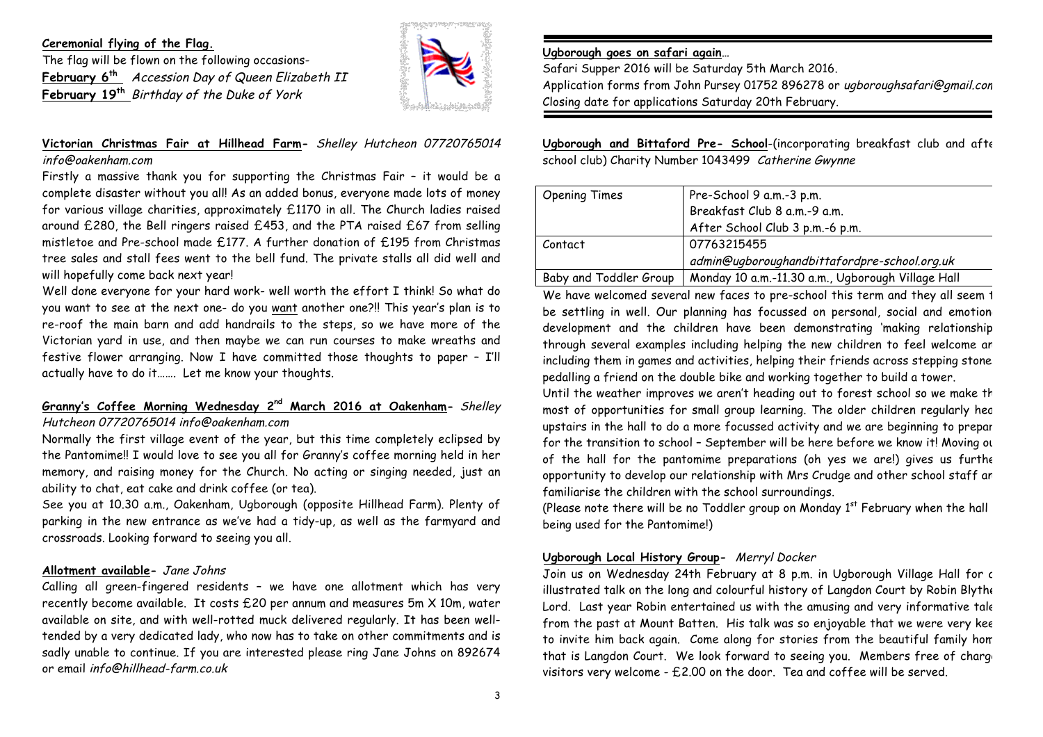**Ceremonial flying of the Flag.**

The flag will be flown on the following occasions-

**February 6th** *Accession Day of Queen Elizabeth II*
**February 19th** *Birthday of the Duke of York*

**Victorian Christmas Fair at Hillhead Farm-** *Shelley Hutcheon 07720765014 info@oakenham.com*

Firstly a massive thank you for supporting the Christmas Fair – it would be a complete disaster without you all! As an added bonus, everyone made lots of money for various village charities, approximately £1170 in all. The Church ladies raised around £280, the Bell ringers raised £453, and the PTA raised £67 from selling mistletoe and Pre-school made £177. A further donation of £195 from Christmas tree sales and stall fees went to the bell fund. The private stalls all did well and will hopefully come back next year!

Well done everyone for your hard work- well worth the effort I think! So what do you want to see at the next one- do you want another one?!! This year's plan is to re-roof the main barn and add handrails to the steps, so we have more of the Victorian yard in use, and then maybe we can run courses to make wreaths and festive flower arranging. Now I have committed those thoughts to paper – I'll actually have to do it……. Let me know your thoughts.

**Granny's Coffee Morning Wednesday 2nd March 2016 at Oakenham-** *Shelley Hutcheon 07720765014 info@oakenham.com*

Normally the first village event of the year, but this time completely eclipsed by the Pantomime!! I would love to see you all for Granny's coffee morning held in her memory, and raising money for the Church. No acting or singing needed, just an ability to chat, eat cake and drink coffee (or tea).

See you at 10.30 a.m., Oakenham, Ugborough (opposite Hillhead Farm). Plenty of parking in the new entrance as we've had a tidy-up, as well as the farmyard and crossroads. Looking forward to seeing you all.

**Allotment available-** *Jane Johns*

Calling all green-fingered residents – we have one allotment which has very recently become available. It costs £20 per annum and measures 5m X 10m, water available on site, and with well-rotted muck delivered regularly. It has been well-tended by a very dedicated lady, who now has to take on other commitments and is sadly unable to continue. If you are interested please ring Jane Johns on 892674 or email *info@hillhead-farm.co.uk*

**Ugborough goes on safari again…**

Safari Supper 2016 will be Saturday 5th March 2016.
Application forms from John Pursey 01752 896278 or *ugboroughsafari@gmail.com*
Closing date for applications Saturday 20th February.

**Ugborough and Bittaford Pre- School**-(incorporating breakfast club and after school club) Charity Number 1043499 *Catherine Gwynne*

| Opening Times | Pre-School 9 a.m.-3 p.m.<br>Breakfast Club 8 a.m.-9 a.m.<br>After School Club 3 p.m.-6 p.m. |
|---|---|
| Contact | 07763215455<br>*admin@ugboroughandbittafordpre-school.org.uk* |
| Baby and Toddler Group | Monday 10 a.m.-11.30 a.m., Ugborough Village Hall |

We have welcomed several new faces to pre-school this term and they all seem to be settling in well. Our planning has focussed on personal, social and emotional development and the children have been demonstrating 'making relationships' through several examples including helping the new children to feel welcome and including them in games and activities, helping their friends across stepping stones, pedalling a friend on the double bike and working together to build a tower.

Until the weather improves we aren't heading out to forest school so we make the most of opportunities for small group learning. The older children regularly head upstairs in the hall to do a more focussed activity and we are beginning to prepare for the transition to school – September will be here before we know it! Moving out of the hall for the pantomime preparations (oh yes we are!) gives us further opportunity to develop our relationship with Mrs Crudge and other school staff and familiarise the children with the school surroundings.

(Please note there will be no Toddler group on Monday 1st February when the hall is being used for the Pantomime!)

**Ugborough Local History Group-** *Merryl Docker*

Join us on Wednesday 24th February at 8 p.m. in Ugborough Village Hall for an illustrated talk on the long and colourful history of Langdon Court by Robin Blythe Lord. Last year Robin entertained us with the amusing and very informative tales from the past at Mount Batten. His talk was so enjoyable that we were very keen to invite him back again. Come along for stories from the beautiful family home that is Langdon Court. We look forward to seeing you. Members free of charge, visitors very welcome - £2.00 on the door. Tea and coffee will be served.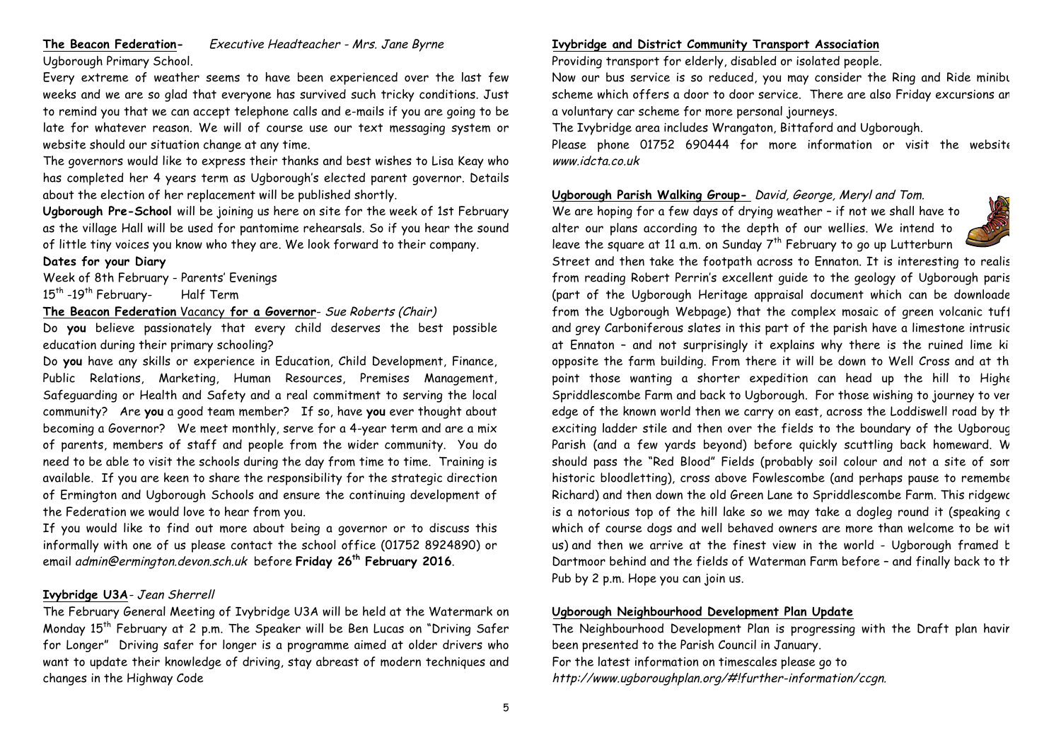**The Beacon Federation-** *Executive Headteacher - Mrs. Jane Byrne*

Ugborough Primary School.

Every extreme of weather seems to have been experienced over the last few weeks and we are so glad that everyone has survived such tricky conditions. Just to remind you that we can accept telephone calls and e-mails if you are going to be late for whatever reason. We will of course use our text messaging system or website should our situation change at any time.

The governors would like to express their thanks and best wishes to Lisa Keay who has completed her 4 years term as Ugborough's elected parent governor. Details about the election of her replacement will be published shortly.

**Ugborough Pre-School** will be joining us here on site for the week of 1st February as the village Hall will be used for pantomime rehearsals. So if you hear the sound of little tiny voices you know who they are. We look forward to their company.

**Dates for your Diary**

Week of 8th February - Parents' Evenings

15th -19th February- Half Term

**The Beacon Federation** Vacancy **for a Governor**- *Sue Roberts (Chair)*

Do **you** believe passionately that every child deserves the best possible education during their primary schooling?

Do **you** have any skills or experience in Education, Child Development, Finance, Public Relations, Marketing, Human Resources, Premises Management, Safeguarding or Health and Safety and a real commitment to serving the local community? Are **you** a good team member? If so, have **you** ever thought about becoming a Governor? We meet monthly, serve for a 4-year term and are a mix of parents, members of staff and people from the wider community. You do need to be able to visit the schools during the day from time to time. Training is available. If you are keen to share the responsibility for the strategic direction of Ermington and Ugborough Schools and ensure the continuing development of the Federation we would love to hear from you.

If you would like to find out more about being a governor or to discuss this informally with one of us please contact the school office (01752 8924890) or email *admin@ermington.devon.sch.uk* before **Friday 26th February 2016**.

**Ivybridge U3A**- *Jean Sherrell*

The February General Meeting of Ivybridge U3A will be held at the Watermark on Monday 15th February at 2 p.m. The Speaker will be Ben Lucas on "Driving Safer for Longer" Driving safer for longer is a programme aimed at older drivers who want to update their knowledge of driving, stay abreast of modern techniques and changes in the Highway Code

**Ivybridge and District Community Transport Association**

Providing transport for elderly, disabled or isolated people.

Now our bus service is so reduced, you may consider the Ring and Ride minibu scheme which offers a door to door service. There are also Friday excursions an a voluntary car scheme for more personal journeys.

The Ivybridge area includes Wrangaton, Bittaford and Ugborough.

Please phone 01752 690444 for more information or visit the website *www.idcta.co.uk*

**Ugborough Parish Walking Group-** *David, George, Meryl and Tom.*

We are hoping for a few days of drying weather – if not we shall have to alter our plans according to the depth of our wellies. We intend to leave the square at 11 a.m. on Sunday 7th February to go up Lutterburn Street and then take the footpath across to Ennaton. It is interesting to realis from reading Robert Perrin's excellent guide to the geology of Ugborough paris (part of the Ugborough Heritage appraisal document which can be downloade from the Ugborough Webpage) that the complex mosaic of green volcanic tuf and grey Carboniferous slates in this part of the parish have a limestone intrusio at Ennaton – and not surprisingly it explains why there is the ruined lime ki opposite the farm building. From there it will be down to Well Cross and at th point those wanting a shorter expedition can head up the hill to Highe Spriddlescombe Farm and back to Ugborough. For those wishing to journey to ver edge of the known world then we carry on east, across the Loddiswell road by th exciting ladder stile and then over the fields to the boundary of the Ugboroug Parish (and a few yards beyond) before quickly scuttling back homeward. W should pass the "Red Blood" Fields (probably soil colour and not a site of som historic bloodletting), cross above Fowlescombe (and perhaps pause to remembe Richard) and then down the old Green Lane to Spriddlescombe Farm. This ridgewo is a notorious top of the hill lake so we may take a dogleg round it (speaking o which of course dogs and well behaved owners are more than welcome to be wit us) and then we arrive at the finest view in the world - Ugborough framed b Dartmoor behind and the fields of Waterman Farm before – and finally back to th Pub by 2 p.m. Hope you can join us.

**Ugborough Neighbourhood Development Plan Update**

The Neighbourhood Development Plan is progressing with the Draft plan havin been presented to the Parish Council in January.

For the latest information on timescales please go to *http://www.ugboroughplan.org/#!further-information/ccgn.*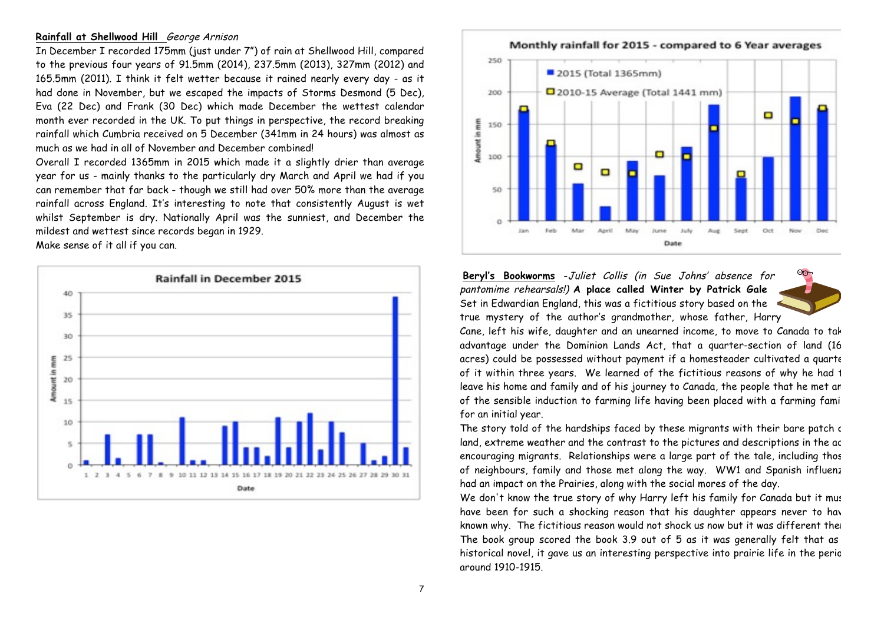**Rainfall at Shellwood Hill** *George Arnison*

In December I recorded 175mm (just under 7") of rain at Shellwood Hill, compared to the previous four years of 91.5mm (2014), 237.5mm (2013), 327mm (2012) and 165.5mm (2011). I think it felt wetter because it rained nearly every day - as it had done in November, but we escaped the impacts of Storms Desmond (5 Dec), Eva (22 Dec) and Frank (30 Dec) which made December the wettest calendar month ever recorded in the UK. To put things in perspective, the record breaking rainfall which Cumbria received on 5 December (341mm in 24 hours) was almost as much as we had in all of November and December combined!

Overall I recorded 1365mm in 2015 which made it a slightly drier than average year for us - mainly thanks to the particularly dry March and April we had if you can remember that far back - though we still had over 50% more than the average rainfall across England. It's interesting to note that consistently August is wet whilst September is dry. Nationally April was the sunniest, and December the mildest and wettest since records began in 1929.

Make sense of it all if you can.

Rainfall in December 2015

Monthly rainfall for 2015 - compared to 6 Year averages

**Beryl's Bookworms** *-Juliet Collis (in Sue Johns' absence for pantomime rehearsals!)* **A place called Winter by Patrick Gale**

Set in Edwardian England, this was a fictitious story based on the true mystery of the author's grandmother, whose father, Harry Cane, left his wife, daughter and an unearned income, to move to Canada to tak advantage under the Dominion Lands Act, that a quarter-section of land (16 acres) could be possessed without payment if a homesteader cultivated a quarte of it within three years. We learned of the fictitious reasons of why he had t leave his home and family and of his journey to Canada, the people that he met ar of the sensible induction to farming life having been placed with a farming fami for an initial year.

The story told of the hardships faced by these migrants with their bare patch c land, extreme weather and the contrast to the pictures and descriptions in the ac encouraging migrants. Relationships were a large part of the tale, including thos of neighbours, family and those met along the way. WW1 and Spanish influenz had an impact on the Prairies, along with the social mores of the day.

We don't know the true story of why Harry left his family for Canada but it mus have been for such a shocking reason that his daughter appears never to hav known why. The fictitious reason would not shock us now but it was different the The book group scored the book 3.9 out of 5 as it was generally felt that as historical novel, it gave us an interesting perspective into prairie life in the perio around 1910-1915.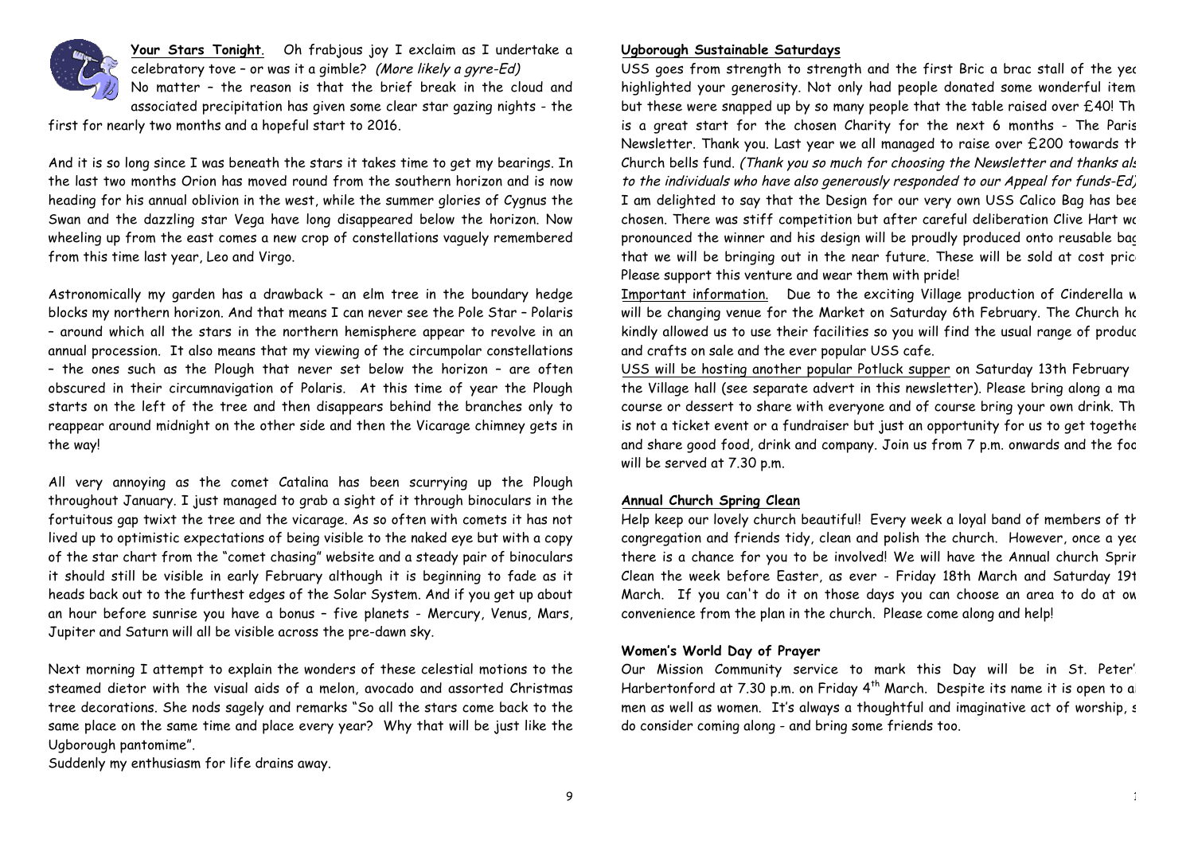**Your Stars Tonight**. Oh frabjous joy I exclaim as I undertake a celebratory tove – or was it a gimble? *(More likely a gyre-Ed)* No matter – the reason is that the brief break in the cloud and associated precipitation has given some clear star gazing nights - the first for nearly two months and a hopeful start to 2016.

And it is so long since I was beneath the stars it takes time to get my bearings. In the last two months Orion has moved round from the southern horizon and is now heading for his annual oblivion in the west, while the summer glories of Cygnus the Swan and the dazzling star Vega have long disappeared below the horizon. Now wheeling up from the east comes a new crop of constellations vaguely remembered from this time last year, Leo and Virgo.

Astronomically my garden has a drawback – an elm tree in the boundary hedge blocks my northern horizon. And that means I can never see the Pole Star – Polaris – around which all the stars in the northern hemisphere appear to revolve in an annual procession. It also means that my viewing of the circumpolar constellations – the ones such as the Plough that never set below the horizon – are often obscured in their circumnavigation of Polaris. At this time of year the Plough starts on the left of the tree and then disappears behind the branches only to reappear around midnight on the other side and then the Vicarage chimney gets in the way!

All very annoying as the comet Catalina has been scurrying up the Plough throughout January. I just managed to grab a sight of it through binoculars in the fortuitous gap twixt the tree and the vicarage. As so often with comets it has not lived up to optimistic expectations of being visible to the naked eye but with a copy of the star chart from the "comet chasing" website and a steady pair of binoculars it should still be visible in early February although it is beginning to fade as it heads back out to the furthest edges of the Solar System. And if you get up about an hour before sunrise you have a bonus – five planets - Mercury, Venus, Mars, Jupiter and Saturn will all be visible across the pre-dawn sky.

Next morning I attempt to explain the wonders of these celestial motions to the steamed dietor with the visual aids of a melon, avocado and assorted Christmas tree decorations. She nods sagely and remarks "So all the stars come back to the same place on the same time and place every year? Why that will be just like the Ugborough pantomime".

Suddenly my enthusiasm for life drains away.

**Ugborough Sustainable Saturdays**

USS goes from strength to strength and the first Bric a brac stall of the yea highlighted your generosity. Not only had people donated some wonderful item but these were snapped up by so many people that the table raised over £40! Th is a great start for the chosen Charity for the next 6 months - The Paris Newsletter. Thank you. Last year we all managed to raise over £200 towards th Church bells fund. *(Thank you so much for choosing the Newsletter and thanks als to the individuals who have also generously responded to our Appeal for funds-Ed)*

I am delighted to say that the Design for our very own USS Calico Bag has bee chosen. There was stiff competition but after careful deliberation Clive Hart wa pronounced the winner and his design will be proudly produced onto reusable bag that we will be bringing out in the near future. These will be sold at cost pric Please support this venture and wear them with pride!

Important information. Due to the exciting Village production of Cinderella w will be changing venue for the Market on Saturday 6th February. The Church ha kindly allowed us to use their facilities so you will find the usual range of produc and crafts on sale and the ever popular USS cafe.

USS will be hosting another popular Potluck supper on Saturday 13th February the Village hall (see separate advert in this newsletter). Please bring along a ma course or dessert to share with everyone and of course bring your own drink. Th is not a ticket event or a fundraiser but just an opportunity for us to get togethe and share good food, drink and company. Join us from 7 p.m. onwards and the foo will be served at 7.30 p.m.

**Annual Church Spring Clean**

Help keep our lovely church beautiful! Every week a loyal band of members of th congregation and friends tidy, clean and polish the church. However, once a yea there is a chance for you to be involved! We will have the Annual church Sprin Clean the week before Easter, as ever - Friday 18th March and Saturday 19t March. If you can't do it on those days you can choose an area to do at ow convenience from the plan in the church. Please come along and help!

**Women's World Day of Prayer**

Our Mission Community service to mark this Day will be in St. Peter' Harbertonford at 7.30 p.m. on Friday 4th March. Despite its name it is open to a men as well as women. It's always a thoughtful and imaginative act of worship, s do consider coming along - and bring some friends too.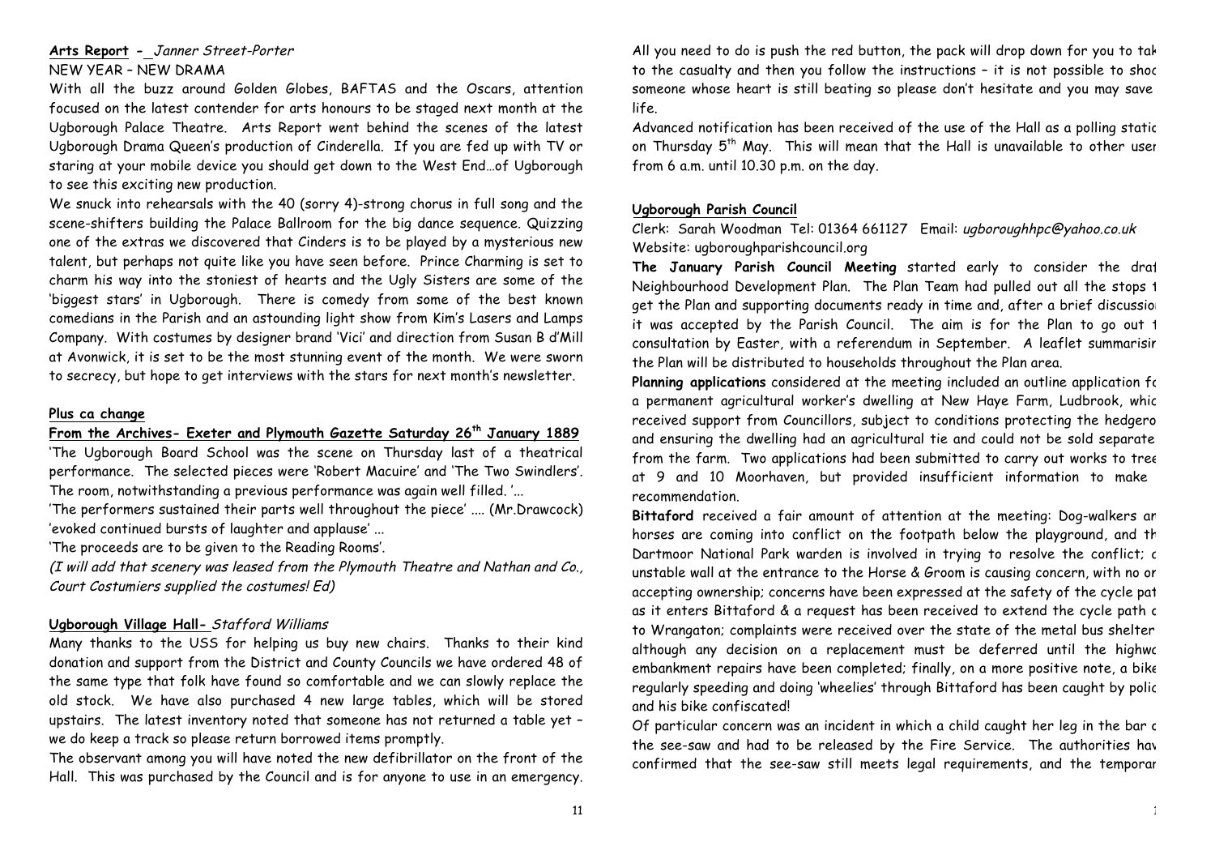## Arts Report - *Janner Street-Porter*

NEW YEAR – NEW DRAMA

With all the buzz around Golden Globes, BAFTAS and the Oscars, attention focused on the latest contender for arts honours to be staged next month at the Ugborough Palace Theatre. Arts Report went behind the scenes of the latest Ugborough Drama Queen's production of Cinderella. If you are fed up with TV or staring at your mobile device you should get down to the West End…of Ugborough to see this exciting new production.

We snuck into rehearsals with the 40 (sorry 4)-strong chorus in full song and the scene-shifters building the Palace Ballroom for the big dance sequence. Quizzing one of the extras we discovered that Cinders is to be played by a mysterious new talent, but perhaps not quite like you have seen before. Prince Charming is set to charm his way into the stoniest of hearts and the Ugly Sisters are some of the 'biggest stars' in Ugborough. There is comedy from some of the best known comedians in the Parish and an astounding light show from Kim's Lasers and Lamps Company. With costumes by designer brand 'Vici' and direction from Susan B d'Mill at Avonwick, it is set to be the most stunning event of the month. We were sworn to secrecy, but hope to get interviews with the stars for next month's newsletter.

## Plus ca change

**From the Archives- Exeter and Plymouth Gazette Saturday 26th January 1889**

'The Ugborough Board School was the scene on Thursday last of a theatrical performance. The selected pieces were 'Robert Macuire' and 'The Two Swindlers'. The room, notwithstanding a previous performance was again well filled. '...

'The performers sustained their parts well throughout the piece' .... (Mr.Drawcock) 'evoked continued bursts of laughter and applause' ...

'The proceeds are to be given to the Reading Rooms'.

*(I will add that scenery was leased from the Plymouth Theatre and Nathan and Co., Court Costumiers supplied the costumes! Ed)*

## Ugborough Village Hall- *Stafford Williams*

Many thanks to the USS for helping us buy new chairs. Thanks to their kind donation and support from the District and County Councils we have ordered 48 of the same type that folk have found so comfortable and we can slowly replace the old stock. We have also purchased 4 new large tables, which will be stored upstairs. The latest inventory noted that someone has not returned a table yet – we do keep a track so please return borrowed items promptly.

The observant among you will have noted the new defibrillator on the front of the Hall. This was purchased by the Council and is for anyone to use in an emergency. All you need to do is push the red button, the pack will drop down for you to tak to the casualty and then you follow the instructions – it is not possible to shoc someone whose heart is still beating so please don't hesitate and you may save life.

Advanced notification has been received of the use of the Hall as a polling statio on Thursday 5th May. This will mean that the Hall is unavailable to other user from 6 a.m. until 10.30 p.m. on the day.

## Ugborough Parish Council

Clerk: Sarah Woodman Tel: 01364 661127 Email: *ugboroughhpc@yahoo.co.uk*
Website: ugboroughparishcouncil.org

**The January Parish Council Meeting** started early to consider the draf Neighbourhood Development Plan. The Plan Team had pulled out all the stops t get the Plan and supporting documents ready in time and, after a brief discussio it was accepted by the Parish Council. The aim is for the Plan to go out t consultation by Easter, with a referendum in September. A leaflet summarisin the Plan will be distributed to households throughout the Plan area.

**Planning applications** considered at the meeting included an outline application fo a permanent agricultural worker's dwelling at New Haye Farm, Ludbrook, whic received support from Councillors, subject to conditions protecting the hedgero and ensuring the dwelling had an agricultural tie and could not be sold separate from the farm. Two applications had been submitted to carry out works to tree at 9 and 10 Moorhaven, but provided insufficient information to make recommendation.

**Bittaford** received a fair amount of attention at the meeting: Dog-walkers an horses are coming into conflict on the footpath below the playground, and th Dartmoor National Park warden is involved in trying to resolve the conflict; a unstable wall at the entrance to the Horse & Groom is causing concern, with no or accepting ownership; concerns have been expressed at the safety of the cycle pat as it enters Bittaford & a request has been received to extend the cycle path o to Wrangaton; complaints were received over the state of the metal bus shelter although any decision on a replacement must be deferred until the highwa embankment repairs have been completed; finally, on a more positive note, a bike regularly speeding and doing 'wheelies' through Bittaford has been caught by polic and his bike confiscated!

Of particular concern was an incident in which a child caught her leg in the bar o the see-saw and had to be released by the Fire Service. The authorities hav confirmed that the see-saw still meets legal requirements, and the temporar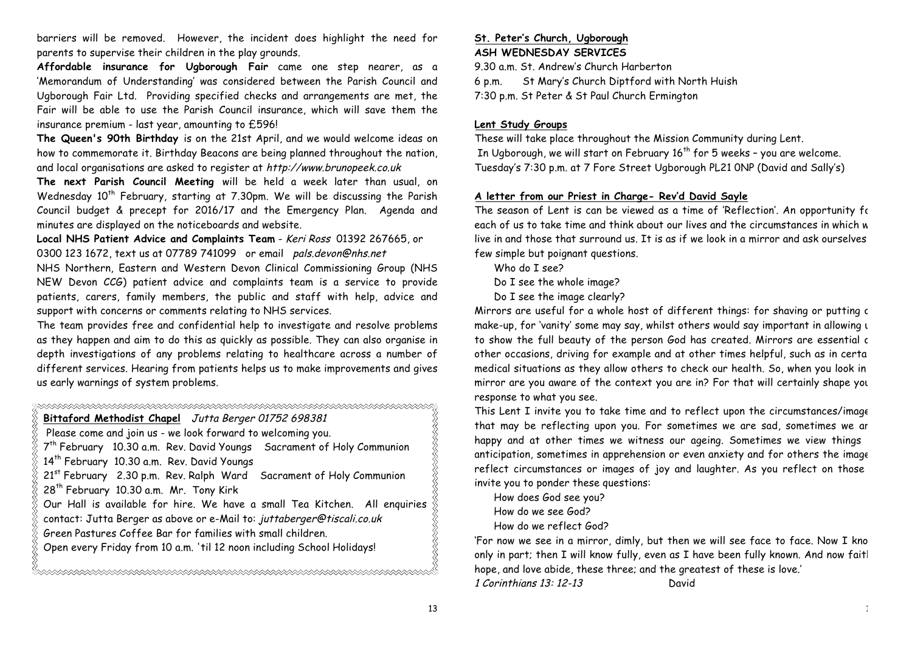barriers will be removed. However, the incident does highlight the need for parents to supervise their children in the play grounds.

**Affordable insurance for Ugborough Fair** came one step nearer, as a 'Memorandum of Understanding' was considered between the Parish Council and Ugborough Fair Ltd. Providing specified checks and arrangements are met, the Fair will be able to use the Parish Council insurance, which will save them the insurance premium - last year, amounting to £596!

**The Queen's 90th Birthday** is on the 21st April, and we would welcome ideas on how to commemorate it. Birthday Beacons are being planned throughout the nation, and local organisations are asked to register at *http://www.brunopeek.co.uk*

**The next Parish Council Meeting** will be held a week later than usual, on Wednesday 10th February, starting at 7.30pm. We will be discussing the Parish Council budget & precept for 2016/17 and the Emergency Plan. Agenda and minutes are displayed on the noticeboards and website.

**Local NHS Patient Advice and Complaints Team** - *Keri Ross* 01392 267665, or 0300 123 1672, text us at 07789 741099 or email *pals.devon@nhs.net*

NHS Northern, Eastern and Western Devon Clinical Commissioning Group (NHS NEW Devon CCG) patient advice and complaints team is a service to provide patients, carers, family members, the public and staff with help, advice and support with concerns or comments relating to NHS services.

The team provides free and confidential help to investigate and resolve problems as they happen and aim to do this as quickly as possible. They can also organise in depth investigations of any problems relating to healthcare across a number of different services. Hearing from patients helps us to make improvements and gives us early warnings of system problems.

**Bittaford Methodist Chapel** *Jutta Berger 01752 698381*

Please come and join us - we look forward to welcoming you.

7th February 10.30 a.m. Rev. David Youngs Sacrament of Holy Communion
14th February 10.30 a.m. Rev. David Youngs
21st February 2.30 p.m. Rev. Ralph Ward Sacrament of Holy Communion
28th February 10.30 a.m. Mr. Tony Kirk

Our Hall is available for hire. We have a small Tea Kitchen. All enquiries contact: Jutta Berger as above or e-Mail to: *juttaberger@tiscali.co.uk*

Green Pastures Coffee Bar for families with small children.
Open every Friday from 10 a.m. 'til 12 noon including School Holidays!

## St. Peter's Church, Ugborough

**ASH WEDNESDAY SERVICES**

9.30 a.m. St. Andrew's Church Harberton
6 p.m. St Mary's Church Diptford with North Huish
7:30 p.m. St Peter & St Paul Church Ermington

### Lent Study Groups

These will take place throughout the Mission Community during Lent.
In Ugborough, we will start on February 16th for 5 weeks – you are welcome.
Tuesday's 7:30 p.m. at 7 Fore Street Ugborough PL21 0NP (David and Sally's)

### A letter from our Priest in Charge- Rev'd David Sayle

The season of Lent is can be viewed as a time of 'Reflection'. An opportunity fo each of us to take time and think about our lives and the circumstances in which w live in and those that surround us. It is as if we look in a mirror and ask ourselves few simple but poignant questions.

Who do I see?
Do I see the whole image?
Do I see the image clearly?

Mirrors are useful for a whole host of different things: for shaving or putting o make-up, for 'vanity' some may say, whilst others would say important in allowing u to show the full beauty of the person God has created. Mirrors are essential o other occasions, driving for example and at other times helpful, such as in certa medical situations as they allow others to check our health. So, when you look in mirror are you aware of the context you are in? For that will certainly shape you response to what you see.

This Lent I invite you to take time and to reflect upon the circumstances/image that may be reflecting upon you. For sometimes we are sad, sometimes we ar happy and at other times we witness our ageing. Sometimes we view things anticipation, sometimes in apprehension or even anxiety and for others the image reflect circumstances or images of joy and laughter. As you reflect on those invite you to ponder these questions:

How does God see you?
How do we see God?
How do we reflect God?

'For now we see in a mirror, dimly, but then we will see face to face. Now I kno only in part; then I will know fully, even as I have been fully known. And now fait hope, and love abide, these three; and the greatest of these is love.'

*1 Corinthians 13: 12-13* David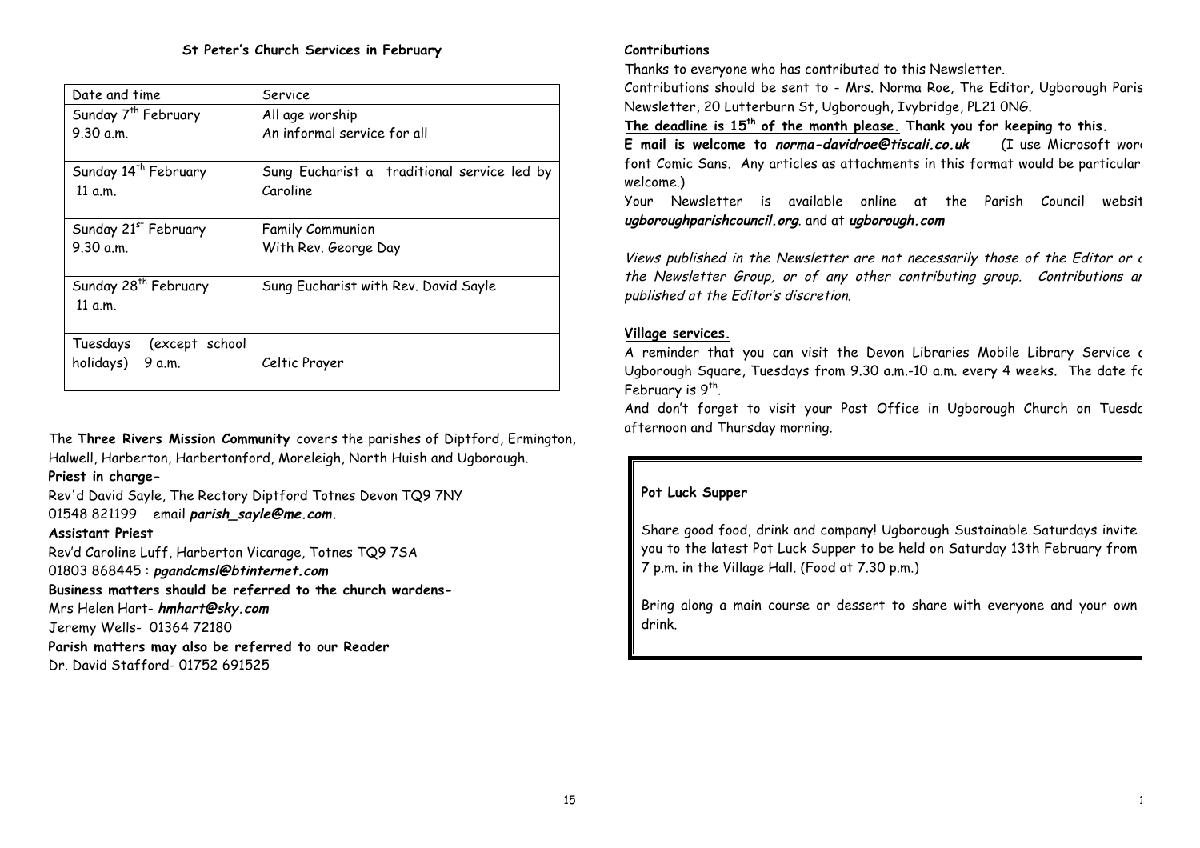## St Peter's Church Services in February

| Date and time | Service |
|---|---|
| Sunday 7th February 9.30 a.m. | All age worship An informal service for all |
| Sunday 14th February 11 a.m. | Sung Eucharist a traditional service led by Caroline |
| Sunday 21st February 9.30 a.m. | Family Communion With Rev. George Day |
| Sunday 28th February 11 a.m. | Sung Eucharist with Rev. David Sayle |
| Tuesdays (except school holidays) 9 a.m. | Celtic Prayer |

The **Three Rivers Mission Community** covers the parishes of Diptford, Ermington, Halwell, Harberton, Harbertonford, Moreleigh, North Huish and Ugborough.

**Priest in charge-**

Rev'd David Sayle, The Rectory Diptford Totnes Devon TQ9 7NY
01548 821199 email ***parish_sayle@me.com.***

**Assistant Priest**

Rev'd Caroline Luff, Harberton Vicarage, Totnes TQ9 7SA
01803 868445 : ***pgandcmsl@btinternet.com***

**Business matters should be referred to the church wardens-**

Mrs Helen Hart- ***hmhart@sky.com***
Jeremy Wells- 01364 72180

**Parish matters may also be referred to our Reader**

Dr. David Stafford- 01752 691525

### Contributions

Thanks to everyone who has contributed to this Newsletter.
Contributions should be sent to - Mrs. Norma Roe, The Editor, Ugborough Paris Newsletter, 20 Lutterburn St, Ugborough, Ivybridge, PL21 0NG.

**The deadline is 15th of the month please. Thank you for keeping to this.**

**E mail is welcome to *norma-davidroe@tiscali.co.uk*** (I use Microsoft wor font Comic Sans. Any articles as attachments in this format would be particular welcome.)

Your Newsletter is available online at the Parish Council websit ***ugboroughparishcouncil.org***. and at ***ugborough.com***

*Views published in the Newsletter are not necessarily those of the Editor or the Newsletter Group, or of any other contributing group. Contributions a published at the Editor's discretion.*

### Village services.

A reminder that you can visit the Devon Libraries Mobile Library Service Ugborough Square, Tuesdays from 9.30 a.m.-10 a.m. every 4 weeks. The date f February is 9th.

And don't forget to visit your Post Office in Ugborough Church on Tuesd afternoon and Thursday morning.

**Pot Luck Supper**

Share good food, drink and company! Ugborough Sustainable Saturdays invite you to the latest Pot Luck Supper to be held on Saturday 13th February from 7 p.m. in the Village Hall. (Food at 7.30 p.m.)

Bring along a main course or dessert to share with everyone and your own drink.